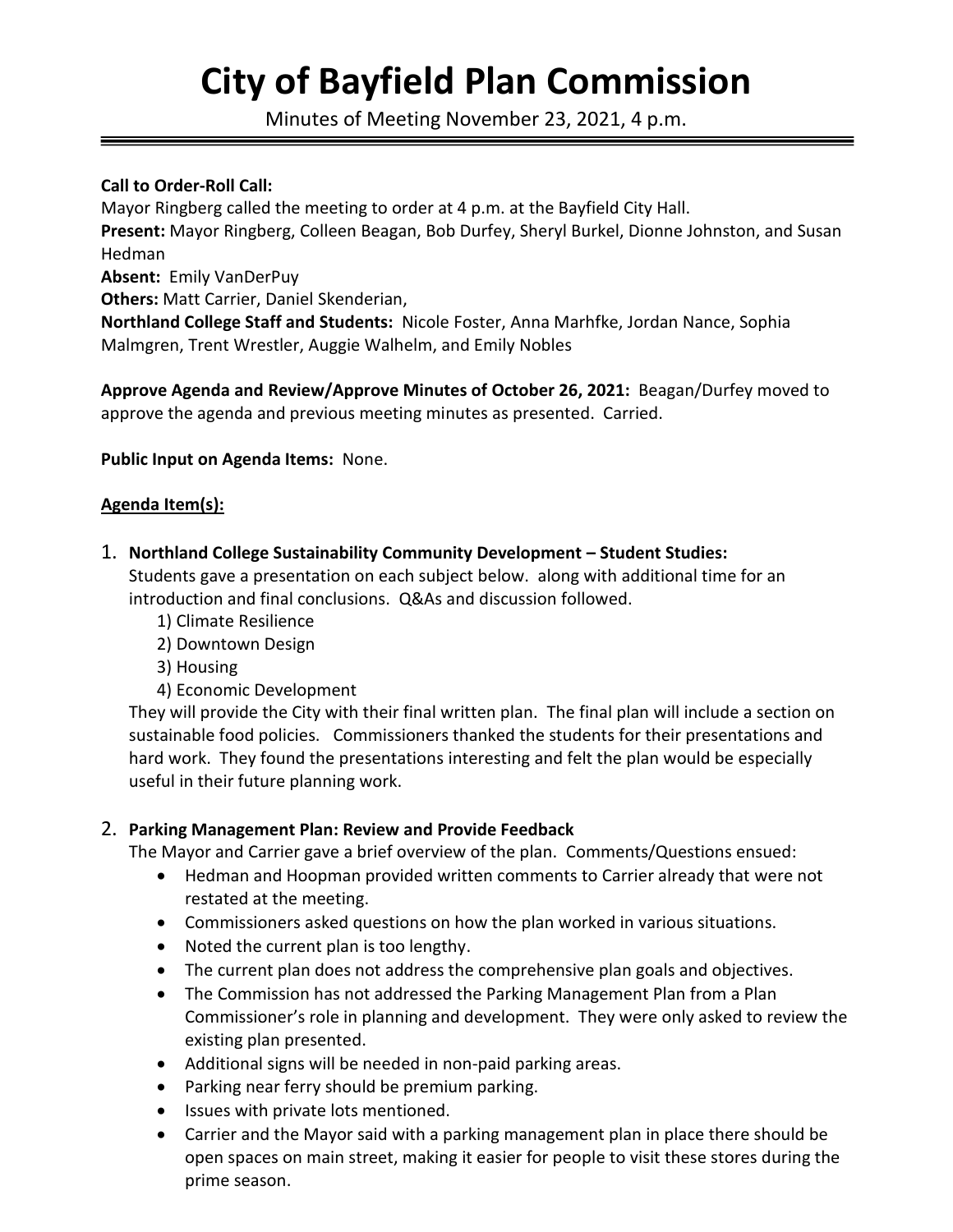# City of Bayfield Plan Commission

Minutes of Meeting November 23, 2021, 4 p.m.

**Call to Order-Roll Call:**
Mayor Ringberg called the meeting to order at 4 p.m. at the Bayfield City Hall.
**Present:** Mayor Ringberg, Colleen Beagan, Bob Durfey, Sheryl Burkel, Dionne Johnston, and Susan Hedman
**Absent:** Emily VanDerPuy
**Others:** Matt Carrier, Daniel Skenderian,
**Northland College Staff and Students:** Nicole Foster, Anna Marhfke, Jordan Nance, Sophia Malmgren, Trent Wrestler, Auggie Walhelm, and Emily Nobles

**Approve Agenda and Review/Approve Minutes of October 26, 2021:** Beagan/Durfey moved to approve the agenda and previous meeting minutes as presented. Carried.

**Public Input on Agenda Items:** None.

**Agenda Item(s):**

1. **Northland College Sustainability Community Development – Student Studies:**
   Students gave a presentation on each subject below. along with additional time for an introduction and final conclusions. Q&As and discussion followed.
   1) Climate Resilience
   2) Downtown Design
   3) Housing
   4) Economic Development

   They will provide the City with their final written plan. The final plan will include a section on sustainable food policies. Commissioners thanked the students for their presentations and hard work. They found the presentations interesting and felt the plan would be especially useful in their future planning work.

2. **Parking Management Plan: Review and Provide Feedback**
   The Mayor and Carrier gave a brief overview of the plan. Comments/Questions ensued:
   - Hedman and Hoopman provided written comments to Carrier already that were not restated at the meeting.
   - Commissioners asked questions on how the plan worked in various situations.
   - Noted the current plan is too lengthy.
   - The current plan does not address the comprehensive plan goals and objectives.
   - The Commission has not addressed the Parking Management Plan from a Plan Commissioner's role in planning and development. They were only asked to review the existing plan presented.
   - Additional signs will be needed in non-paid parking areas.
   - Parking near ferry should be premium parking.
   - Issues with private lots mentioned.
   - Carrier and the Mayor said with a parking management plan in place there should be open spaces on main street, making it easier for people to visit these stores during the prime season.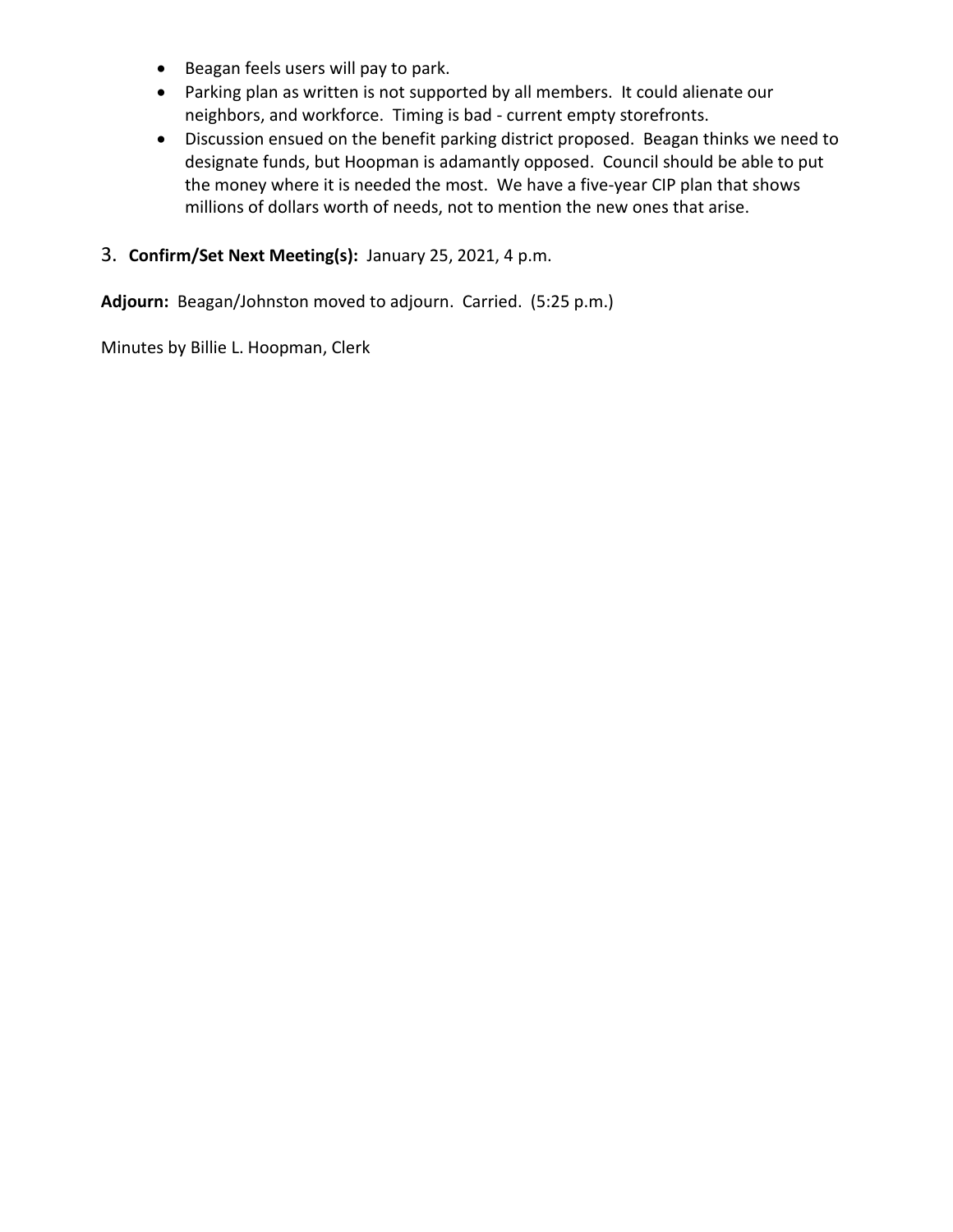- Beagan feels users will pay to park.
- Parking plan as written is not supported by all members. It could alienate our neighbors, and workforce. Timing is bad - current empty storefronts.
- Discussion ensued on the benefit parking district proposed. Beagan thinks we need to designate funds, but Hoopman is adamantly opposed. Council should be able to put the money where it is needed the most. We have a five-year CIP plan that shows millions of dollars worth of needs, not to mention the new ones that arise.

3. **Confirm/Set Next Meeting(s):** January 25, 2021, 4 p.m.

**Adjourn:** Beagan/Johnston moved to adjourn. Carried. (5:25 p.m.)

Minutes by Billie L. Hoopman, Clerk